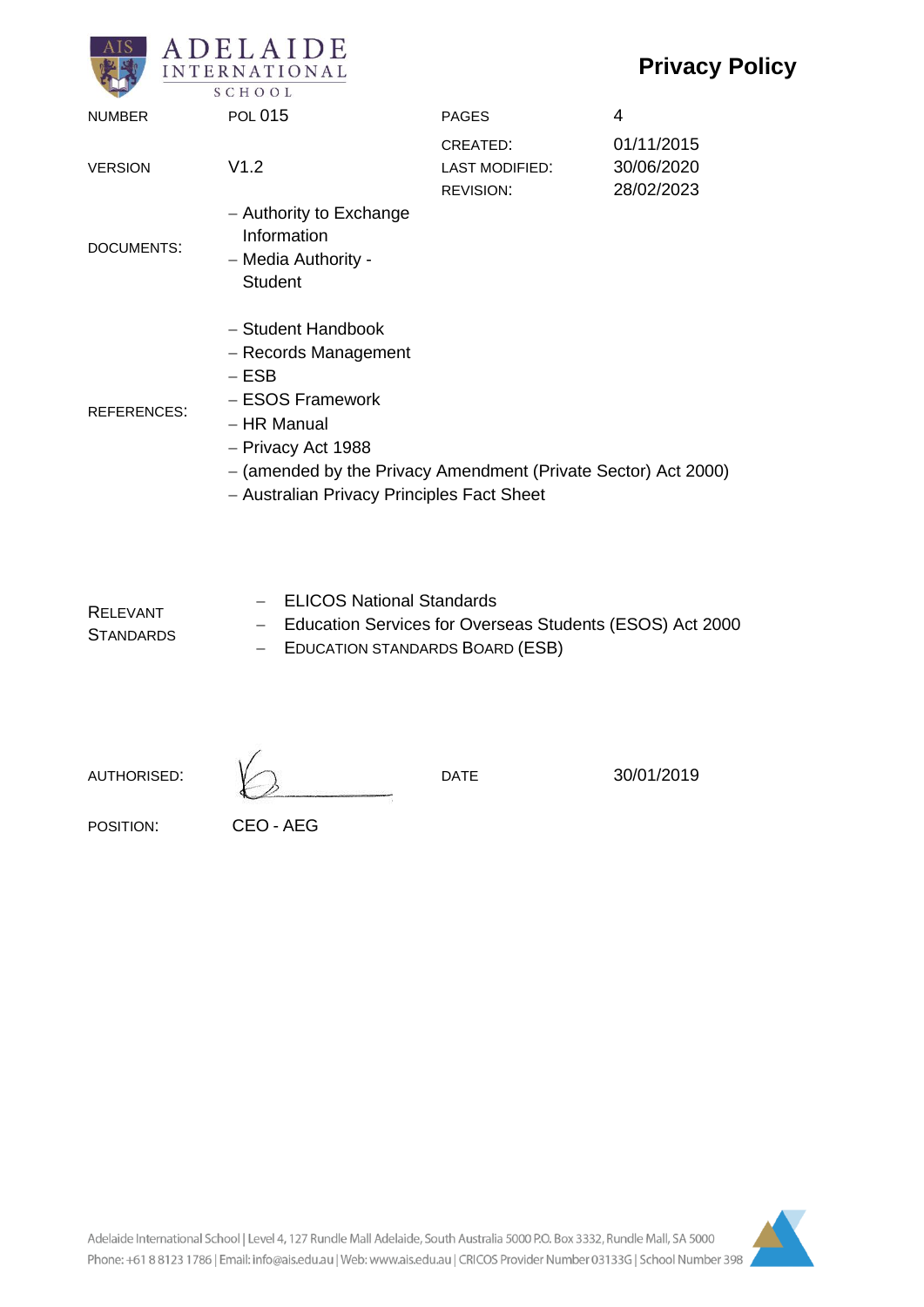# Privacy Policy

Adelaide International School

| | | | |
|---|---|---|---|
| NUMBER | POL 015 | PAGES | 4 |
| VERSION | V1.2 | CREATED:<br>LAST MODIFIED:<br>REVISION: | 01/11/2015<br>30/06/2020<br>28/02/2023 |
| DOCUMENTS: | – Authority to Exchange Information<br>– Media Authority - Student | | |
| REFERENCES: | – Student Handbook<br>– Records Management<br>– ESB<br>– ESOS Framework<br>– HR Manual<br>– Privacy Act 1988<br>– (amended by the Privacy Amendment (Private Sector) Act 2000)<br>– Australian Privacy Principles Fact Sheet | | |
| RELEVANT STANDARDS | – ELICOS National Standards<br>– Education Services for Overseas Students (ESOS) Act 2000<br>– EDUCATION STANDARDS BOARD (ESB) | | |
| AUTHORISED: | [signature] | DATE | 30/01/2019 |
| POSITION: | CEO - AEG | | |

Adelaide International School | Level 4, 127 Rundle Mall Adelaide, South Australia 5000 P.O. Box 3332, Rundle Mall, SA 5000
Phone: +61 8 8123 1786 | Email: info@ais.edu.au | Web: www.ais.edu.au | CRICOS Provider Number 03133G | School Number 398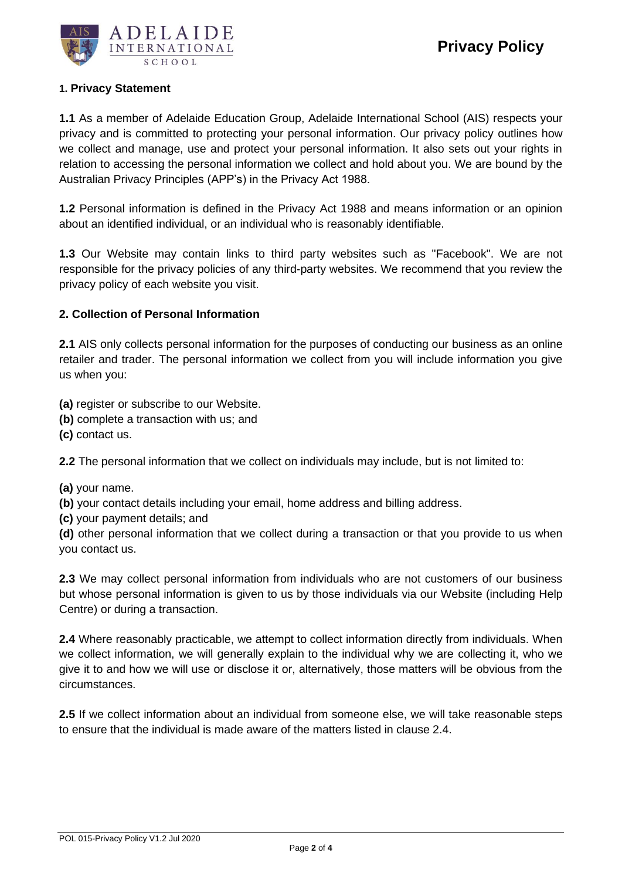# Privacy Policy

## 1. Privacy Statement

**1.1** As a member of Adelaide Education Group, Adelaide International School (AIS) respects your privacy and is committed to protecting your personal information. Our privacy policy outlines how we collect and manage, use and protect your personal information. It also sets out your rights in relation to accessing the personal information we collect and hold about you. We are bound by the Australian Privacy Principles (APP's) in the Privacy Act 1988.

**1.2** Personal information is defined in the Privacy Act 1988 and means information or an opinion about an identified individual, or an individual who is reasonably identifiable.

**1.3** Our Website may contain links to third party websites such as "Facebook". We are not responsible for the privacy policies of any third-party websites. We recommend that you review the privacy policy of each website you visit.

## 2. Collection of Personal Information

**2.1** AIS only collects personal information for the purposes of conducting our business as an online retailer and trader. The personal information we collect from you will include information you give us when you:

**(a)** register or subscribe to our Website.
**(b)** complete a transaction with us; and
**(c)** contact us.

**2.2** The personal information that we collect on individuals may include, but is not limited to:

**(a)** your name.
**(b)** your contact details including your email, home address and billing address.
**(c)** your payment details; and
**(d)** other personal information that we collect during a transaction or that you provide to us when you contact us.

**2.3** We may collect personal information from individuals who are not customers of our business but whose personal information is given to us by those individuals via our Website (including Help Centre) or during a transaction.

**2.4** Where reasonably practicable, we attempt to collect information directly from individuals. When we collect information, we will generally explain to the individual why we are collecting it, who we give it to and how we will use or disclose it or, alternatively, those matters will be obvious from the circumstances.

**2.5** If we collect information about an individual from someone else, we will take reasonable steps to ensure that the individual is made aware of the matters listed in clause 2.4.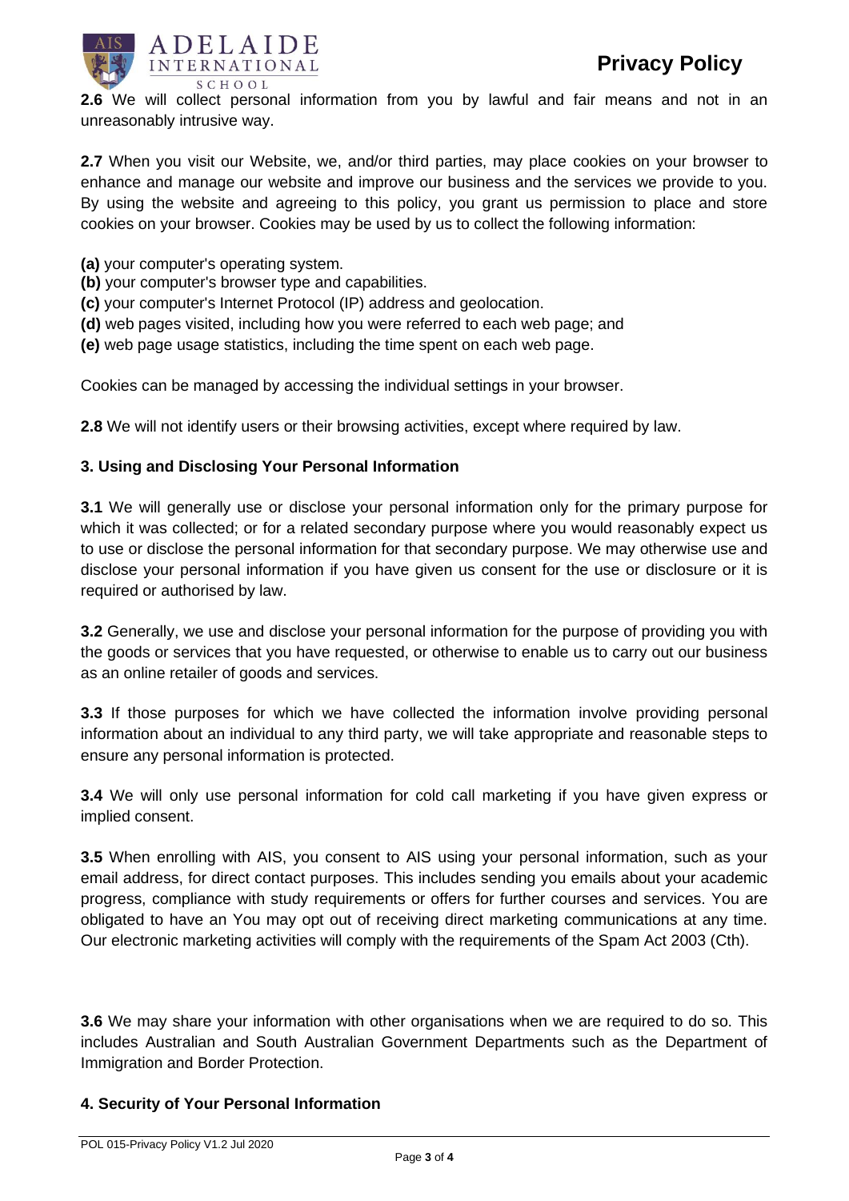**2.6** We will collect personal information from you by lawful and fair means and not in an unreasonably intrusive way.

**2.7** When you visit our Website, we, and/or third parties, may place cookies on your browser to enhance and manage our website and improve our business and the services we provide to you. By using the website and agreeing to this policy, you grant us permission to place and store cookies on your browser. Cookies may be used by us to collect the following information:

**(a)** your computer's operating system.
**(b)** your computer's browser type and capabilities.
**(c)** your computer's Internet Protocol (IP) address and geolocation.
**(d)** web pages visited, including how you were referred to each web page; and
**(e)** web page usage statistics, including the time spent on each web page.

Cookies can be managed by accessing the individual settings in your browser.

**2.8** We will not identify users or their browsing activities, except where required by law.

### 3. Using and Disclosing Your Personal Information

**3.1** We will generally use or disclose your personal information only for the primary purpose for which it was collected; or for a related secondary purpose where you would reasonably expect us to use or disclose the personal information for that secondary purpose. We may otherwise use and disclose your personal information if you have given us consent for the use or disclosure or it is required or authorised by law.

**3.2** Generally, we use and disclose your personal information for the purpose of providing you with the goods or services that you have requested, or otherwise to enable us to carry out our business as an online retailer of goods and services.

**3.3** If those purposes for which we have collected the information involve providing personal information about an individual to any third party, we will take appropriate and reasonable steps to ensure any personal information is protected.

**3.4** We will only use personal information for cold call marketing if you have given express or implied consent.

**3.5** When enrolling with AIS, you consent to AIS using your personal information, such as your email address, for direct contact purposes. This includes sending you emails about your academic progress, compliance with study requirements or offers for further courses and services. You are obligated to have an You may opt out of receiving direct marketing communications at any time. Our electronic marketing activities will comply with the requirements of the Spam Act 2003 (Cth).

**3.6** We may share your information with other organisations when we are required to do so. This includes Australian and South Australian Government Departments such as the Department of Immigration and Border Protection.

### 4. Security of Your Personal Information

POL 015-Privacy Policy V1.2 Jul 2020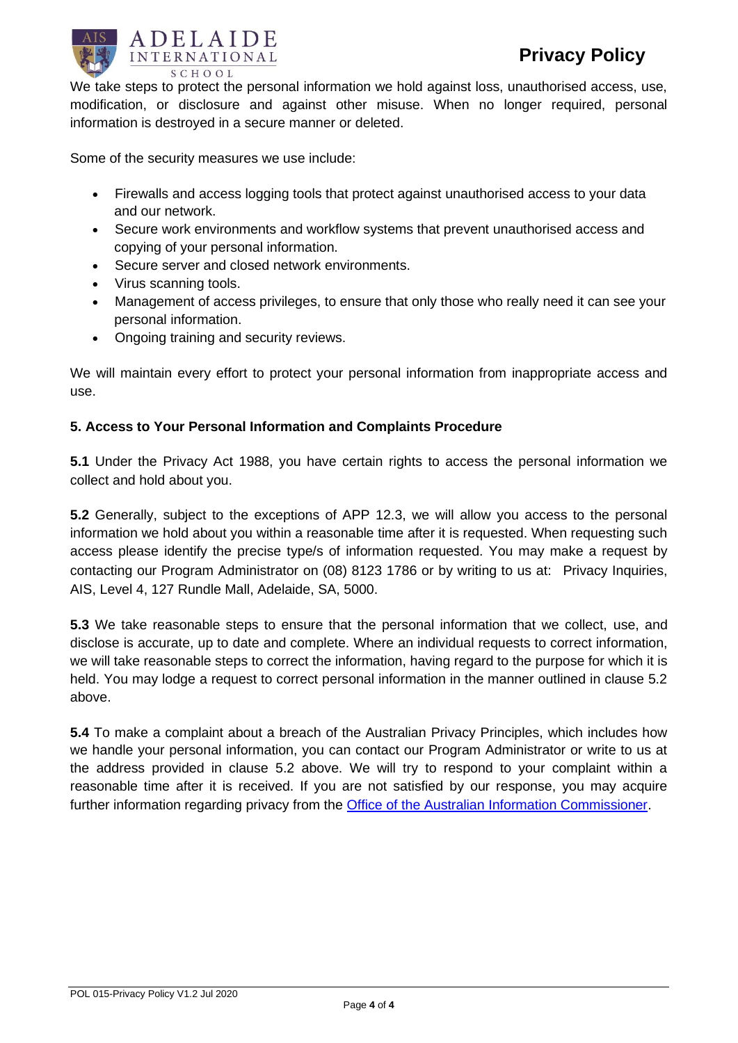We take steps to protect the personal information we hold against loss, unauthorised access, use, modification, or disclosure and against other misuse. When no longer required, personal information is destroyed in a secure manner or deleted.

Some of the security measures we use include:

- Firewalls and access logging tools that protect against unauthorised access to your data and our network.
- Secure work environments and workflow systems that prevent unauthorised access and copying of your personal information.
- Secure server and closed network environments.
- Virus scanning tools.
- Management of access privileges, to ensure that only those who really need it can see your personal information.
- Ongoing training and security reviews.

We will maintain every effort to protect your personal information from inappropriate access and use.

### 5. Access to Your Personal Information and Complaints Procedure

**5.1** Under the Privacy Act 1988, you have certain rights to access the personal information we collect and hold about you.

**5.2** Generally, subject to the exceptions of APP 12.3, we will allow you access to the personal information we hold about you within a reasonable time after it is requested. When requesting such access please identify the precise type/s of information requested. You may make a request by contacting our Program Administrator on (08) 8123 1786 or by writing to us at: Privacy Inquiries, AIS, Level 4, 127 Rundle Mall, Adelaide, SA, 5000.

**5.3** We take reasonable steps to ensure that the personal information that we collect, use, and disclose is accurate, up to date and complete. Where an individual requests to correct information, we will take reasonable steps to correct the information, having regard to the purpose for which it is held. You may lodge a request to correct personal information in the manner outlined in clause 5.2 above.

**5.4** To make a complaint about a breach of the Australian Privacy Principles, which includes how we handle your personal information, you can contact our Program Administrator or write to us at the address provided in clause 5.2 above. We will try to respond to your complaint within a reasonable time after it is received. If you are not satisfied by our response, you may acquire further information regarding privacy from the Office of the Australian Information Commissioner.